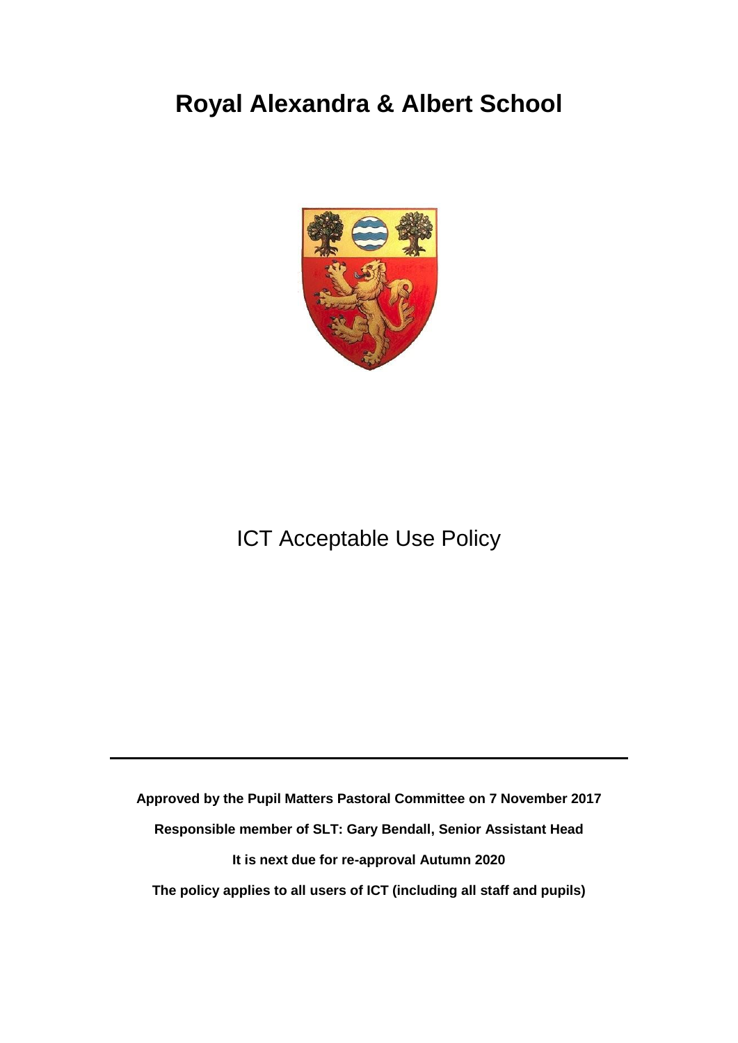# Royal Alexandra & Albert School

## ICT Acceptable Use Policy

---

**Approved by the Pupil Matters Pastoral Committee on 7 November 2017**

**Responsible member of SLT: Gary Bendall, Senior Assistant Head**

**It is next due for re-approval Autumn 2020**

**The policy applies to all users of ICT (including all staff and pupils)**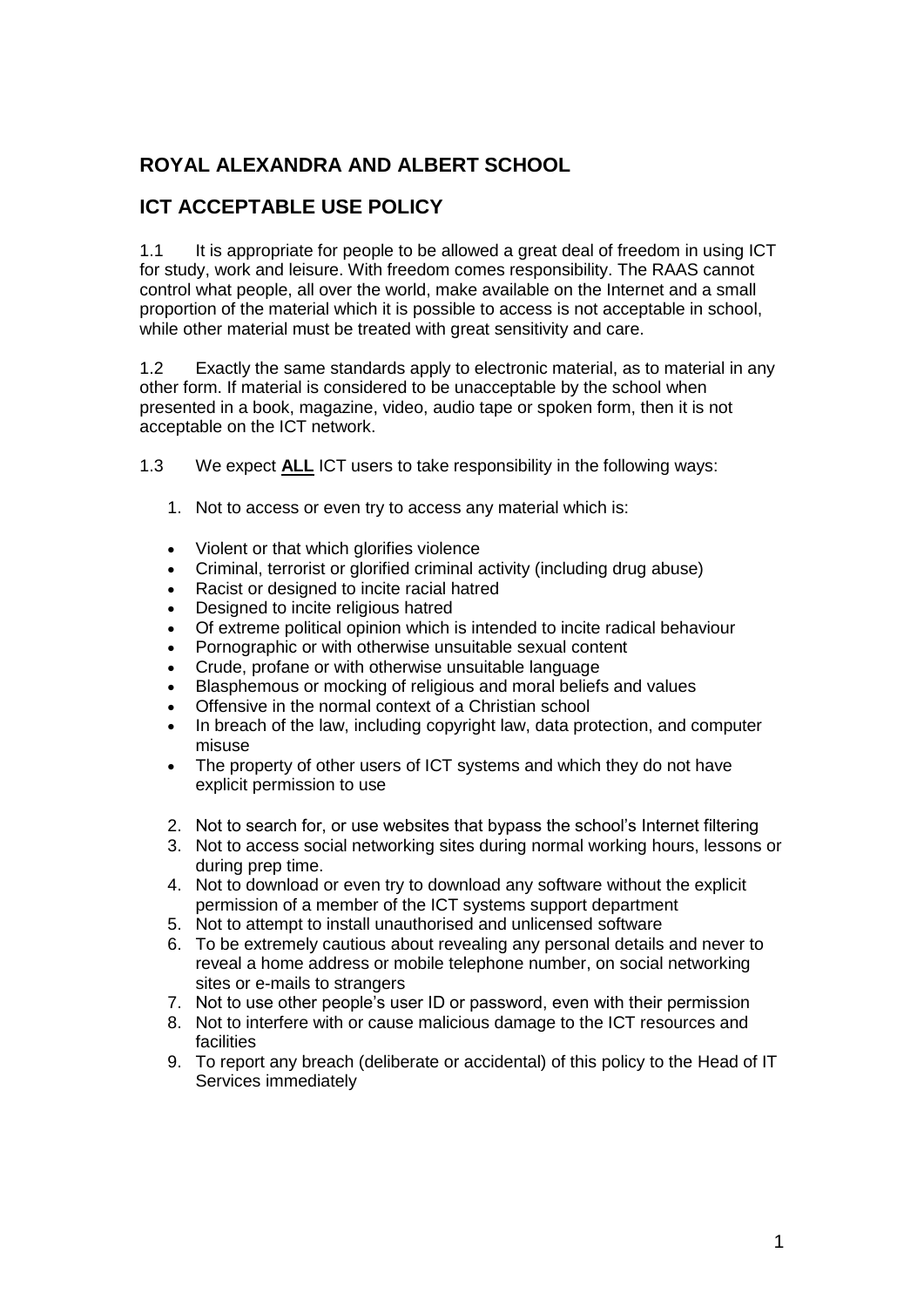## ROYAL ALEXANDRA AND ALBERT SCHOOL

## ICT ACCEPTABLE USE POLICY

1.1 It is appropriate for people to be allowed a great deal of freedom in using ICT for study, work and leisure. With freedom comes responsibility. The RAAS cannot control what people, all over the world, make available on the Internet and a small proportion of the material which it is possible to access is not acceptable in school, while other material must be treated with great sensitivity and care.

1.2 Exactly the same standards apply to electronic material, as to material in any other form. If material is considered to be unacceptable by the school when presented in a book, magazine, video, audio tape or spoken form, then it is not acceptable on the ICT network.

1.3 We expect **ALL** ICT users to take responsibility in the following ways:

1. Not to access or even try to access any material which is:

   - Violent or that which glorifies violence
   - Criminal, terrorist or glorified criminal activity (including drug abuse)
   - Racist or designed to incite racial hatred
   - Designed to incite religious hatred
   - Of extreme political opinion which is intended to incite radical behaviour
   - Pornographic or with otherwise unsuitable sexual content
   - Crude, profane or with otherwise unsuitable language
   - Blasphemous or mocking of religious and moral beliefs and values
   - Offensive in the normal context of a Christian school
   - In breach of the law, including copyright law, data protection, and computer misuse
   - The property of other users of ICT systems and which they do not have explicit permission to use

2. Not to search for, or use websites that bypass the school's Internet filtering
3. Not to access social networking sites during normal working hours, lessons or during prep time.
4. Not to download or even try to download any software without the explicit permission of a member of the ICT systems support department
5. Not to attempt to install unauthorised and unlicensed software
6. To be extremely cautious about revealing any personal details and never to reveal a home address or mobile telephone number, on social networking sites or e-mails to strangers
7. Not to use other people's user ID or password, even with their permission
8. Not to interfere with or cause malicious damage to the ICT resources and facilities
9. To report any breach (deliberate or accidental) of this policy to the Head of IT Services immediately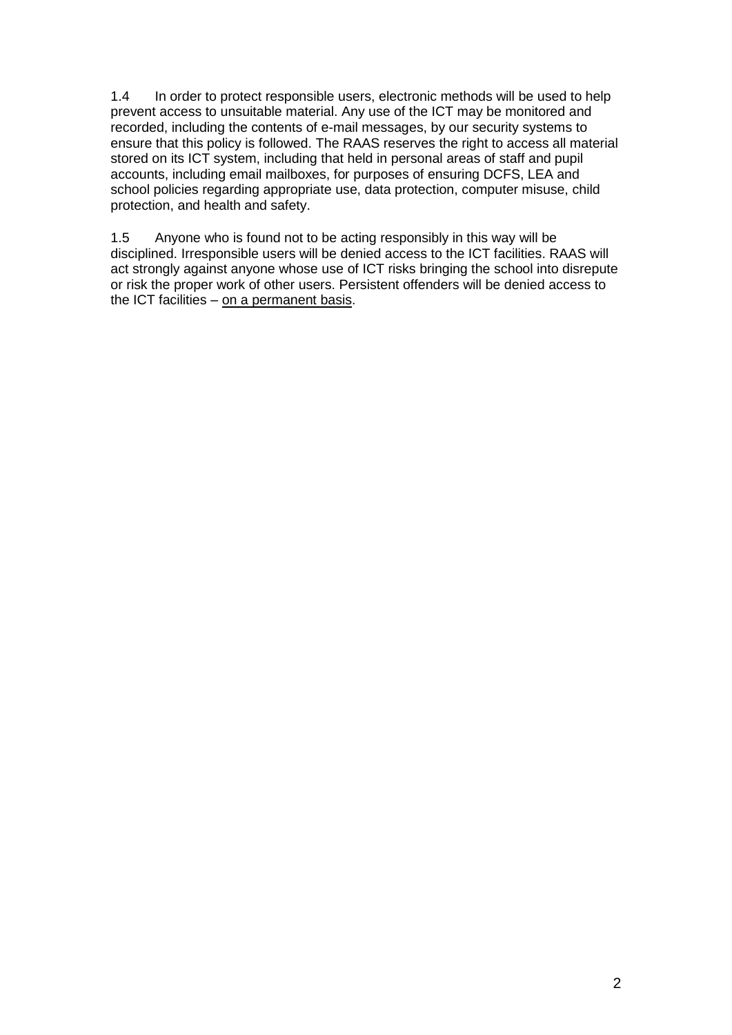1.4 In order to protect responsible users, electronic methods will be used to help prevent access to unsuitable material. Any use of the ICT may be monitored and recorded, including the contents of e-mail messages, by our security systems to ensure that this policy is followed. The RAAS reserves the right to access all material stored on its ICT system, including that held in personal areas of staff and pupil accounts, including email mailboxes, for purposes of ensuring DCFS, LEA and school policies regarding appropriate use, data protection, computer misuse, child protection, and health and safety.

1.5 Anyone who is found not to be acting responsibly in this way will be disciplined. Irresponsible users will be denied access to the ICT facilities. RAAS will act strongly against anyone whose use of ICT risks bringing the school into disrepute or risk the proper work of other users. Persistent offenders will be denied access to the ICT facilities – <u>on a permanent basis</u>.